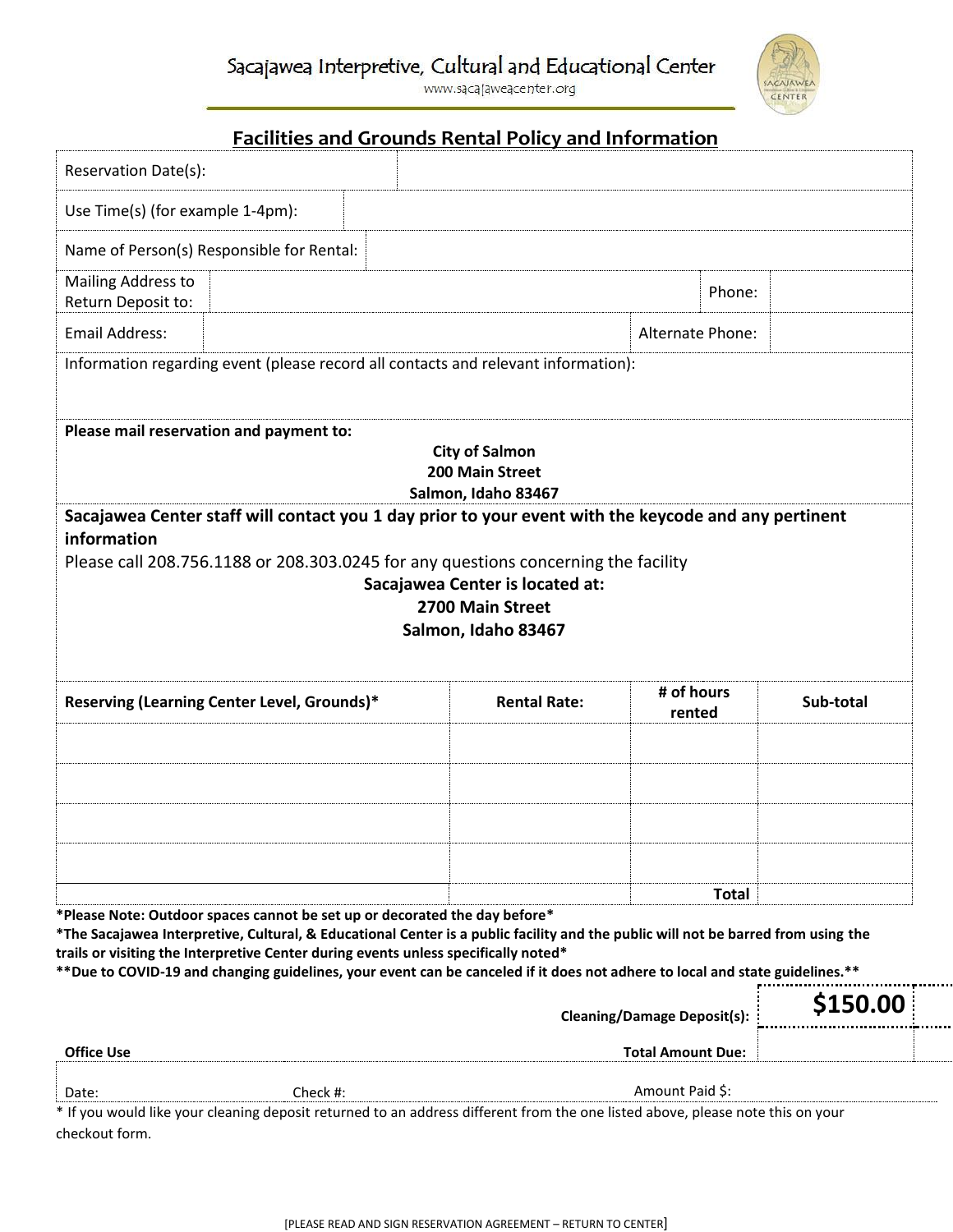# Sacajawea Interpretive, Cultural and Educational Center

www.sacajaweacenter.org

## Facilities and Grounds Rental Policy and Information

| | |
|---|---|
| Reservation Date(s): | |
| Use Time(s) (for example 1-4pm): | |
| Name of Person(s) Responsible for Rental: | |

| | | | |
|---|---|---|---|
| Mailing Address to Return Deposit to: | | Phone: | |
| Email Address: | | Alternate Phone: | |

Information regarding event (please record all contacts and relevant information):

**Please mail reservation and payment to:**

**City of Salmon**
**200 Main Street**
**Salmon, Idaho 83467**

**Sacajawea Center staff will contact you 1 day prior to your event with the keycode and any pertinent information**

Please call 208.756.1188 or 208.303.0245 for any questions concerning the facility

**Sacajawea Center is located at:**
**2700 Main Street**
**Salmon, Idaho 83467**

| Reserving (Learning Center Level, Grounds)* | Rental Rate: | # of hours rented | Sub-total |
|---|---|---|---|
| | | | |
| | | | |
| | | | |
| | | | |
| | | **Total** | |

**\*Please Note: Outdoor spaces cannot be set up or decorated the day before\***

**\*The Sacajawea Interpretive, Cultural, & Educational Center is a public facility and the public will not be barred from using the trails or visiting the Interpretive Center during events unless specifically noted\***

**\*\*Due to COVID-19 and changing guidelines, your event can be canceled if it does not adhere to local and state guidelines.\*\***

| | |
|---|---|
| **Cleaning/Damage Deposit(s):** | **$150.00** |
| **Total Amount Due:** | |

**Office Use**

Date: Check #: Amount Paid $:

\* If you would like your cleaning deposit returned to an address different from the one listed above, please note this on your checkout form.

[PLEASE READ AND SIGN RESERVATION AGREEMENT – RETURN TO CENTER]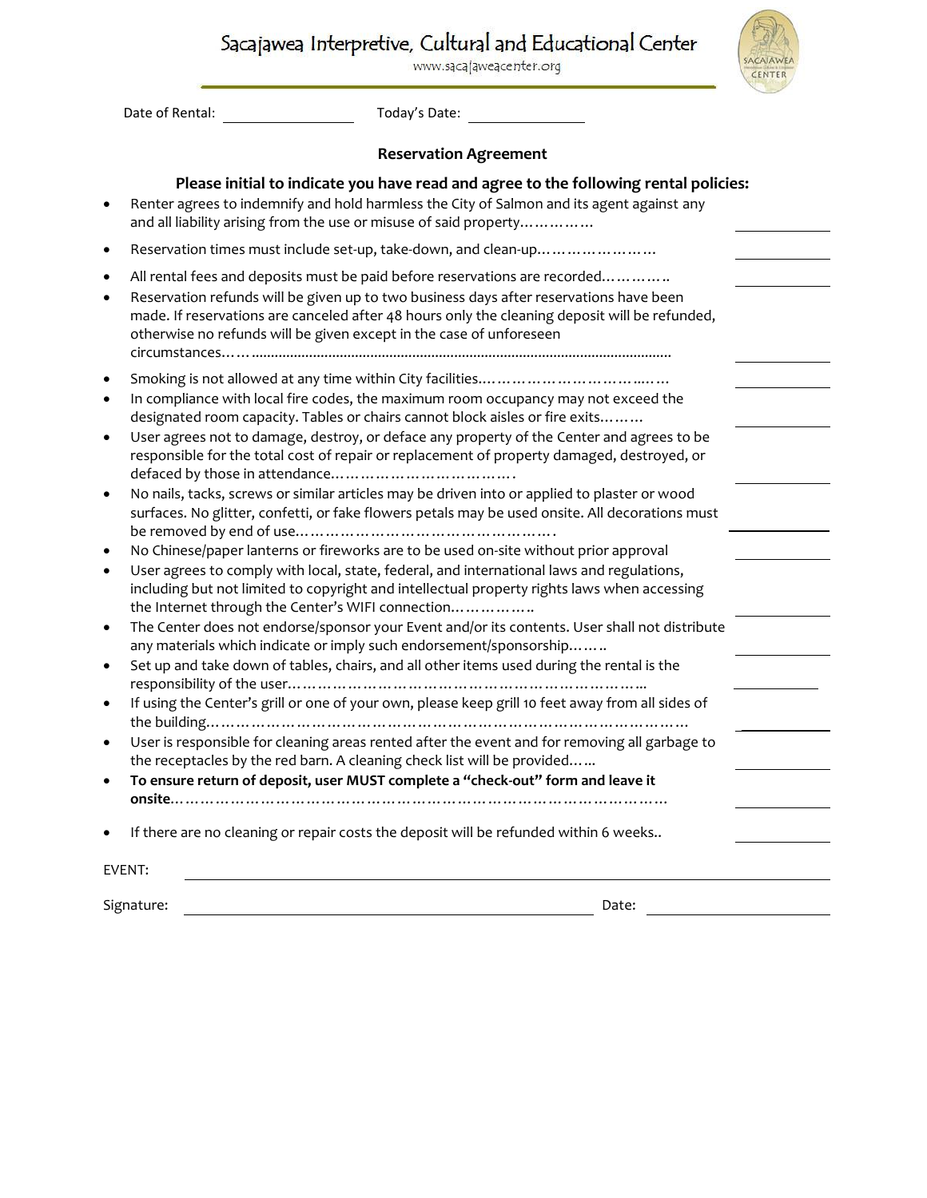# Sacajawea Interpretive, Cultural and Educational Center

www.sacajaweacenter.org

Date of Rental: ______________ Today's Date: ______________

## Reservation Agreement

**Please initial to indicate you have read and agree to the following rental policies:**

- Renter agrees to indemnify and hold harmless the City of Salmon and its agent against any and all liability arising from the use or misuse of said property…………… ________
- Reservation times must include set-up, take-down, and clean-up…………………… ________
- All rental fees and deposits must be paid before reservations are recorded………….. ________
- Reservation refunds will be given up to two business days after reservations have been made. If reservations are canceled after 48 hours only the cleaning deposit will be refunded, otherwise no refunds will be given except in the case of unforeseen circumstances……............................................................................................................ ________
- Smoking is not allowed at any time within City facilities.…………………………...…… ________
- In compliance with local fire codes, the maximum room occupancy may not exceed the designated room capacity. Tables or chairs cannot block aisles or fire exits……… ________
- User agrees not to damage, destroy, or deface any property of the Center and agrees to be responsible for the total cost of repair or replacement of property damaged, destroyed, or defaced by those in attendance………………………………. ________
- No nails, tacks, screws or similar articles may be driven into or applied to plaster or wood surfaces. No glitter, confetti, or fake flowers petals may be used onsite. All decorations must be removed by end of use…………………………………………. ________
- No Chinese/paper lanterns or fireworks are to be used on-site without prior approval ________
- User agrees to comply with local, state, federal, and international laws and regulations, including but not limited to copyright and intellectual property rights laws when accessing the Internet through the Center's WIFI connection…………….. ________
- The Center does not endorse/sponsor your Event and/or its contents. User shall not distribute any materials which indicate or imply such endorsement/sponsorship……. ________
- Set up and take down of tables, chairs, and all other items used during the rental is the responsibility of the user………………………………………………………….. ________
- If using the Center's grill or one of your own, please keep grill 10 feet away from all sides of the building……………………………………………………………………………… ________
- User is responsible for cleaning areas rented after the event and for removing all garbage to the receptacles by the red barn. A cleaning check list will be provided….. ________
- **To ensure return of deposit, user MUST complete a "check-out" form and leave it onsite………………………………………………………………………………** ________
- If there are no cleaning or repair costs the deposit will be refunded within 6 weeks.. ________

EVENT: ____________________________________________

Signature: ______________________________ Date: ______________